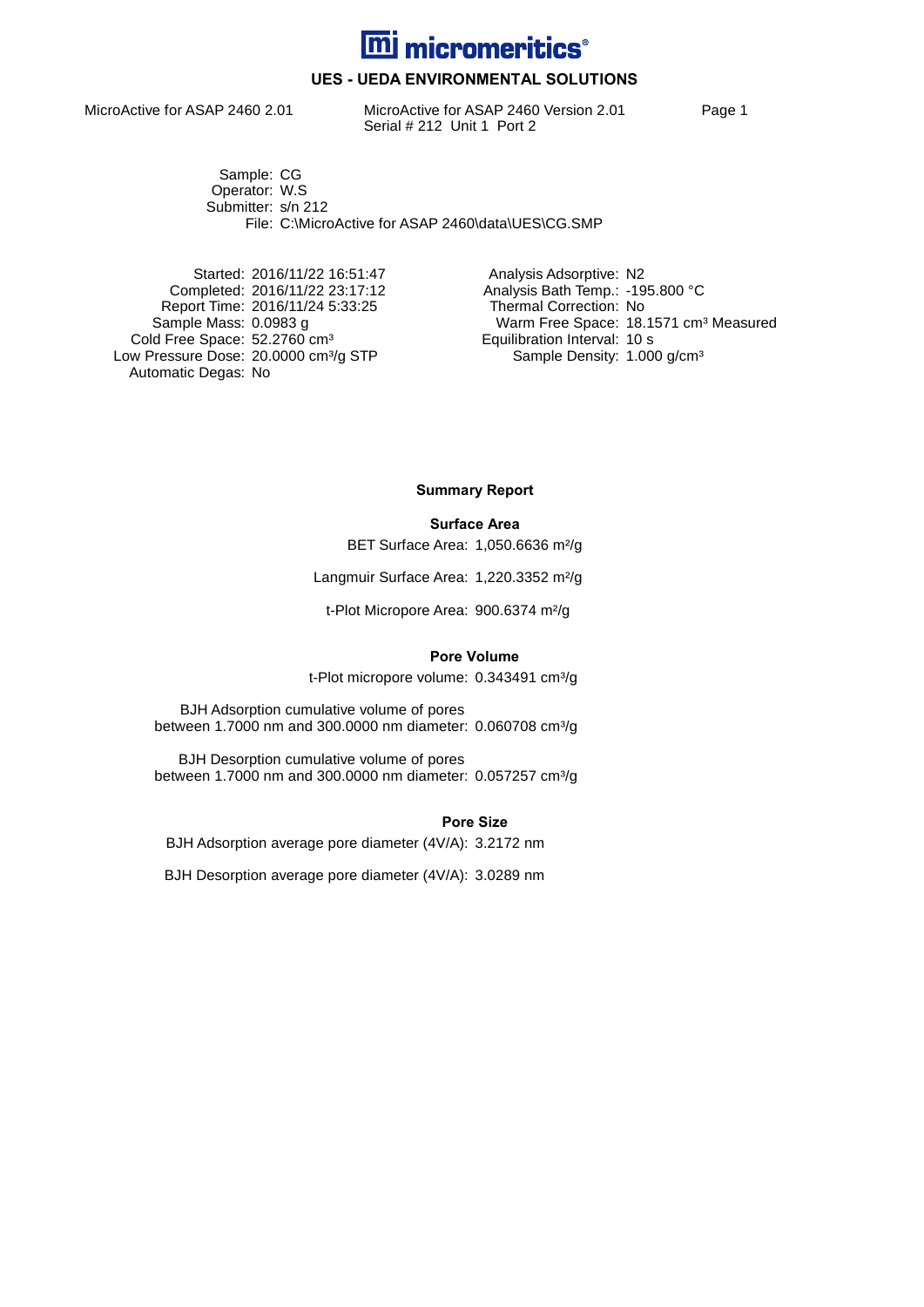# micromeritics

## UES - UEDA ENVIRONMENTAL SOLUTIONS

MicroActive for ASAP 2460 2.01

MicroActive for ASAP 2460 Version 2.01
Serial # 212 Unit 1 Port 2

Sample: CG
Operator: W.S
Submitter: s/n 212
File: C:\MicroActive for ASAP 2460\data\UES\CG.SMP

Started: 2016/11/22 16:51:47
Completed: 2016/11/22 23:17:12
Report Time: 2016/11/24 5:33:25
Sample Mass: 0.0983 g
Cold Free Space: 52.2760 cm³
Low Pressure Dose: 20.0000 cm³/g STP
Automatic Degas: No

Analysis Adsorptive: $N_2$
Analysis Bath Temp.: -195.800 °C
Thermal Correction: No
Warm Free Space: 18.1571 cm³ Measured
Equilibration Interval: 10 s
Sample Density: 1.000 g/cm³

### Summary Report

#### Surface Area

BET Surface Area: 1,050.6636 m²/g

Langmuir Surface Area: 1,220.3352 m²/g

t-Plot Micropore Area: 900.6374 m²/g

#### Pore Volume

t-Plot micropore volume: 0.343491 cm³/g

BJH Adsorption cumulative volume of pores between 1.7000 nm and 300.0000 nm diameter: 0.060708 cm³/g

BJH Desorption cumulative volume of pores between 1.7000 nm and 300.0000 nm diameter: 0.057257 cm³/g

#### Pore Size

BJH Adsorption average pore diameter (4V/A): 3.2172 nm

BJH Desorption average pore diameter (4V/A): 3.0289 nm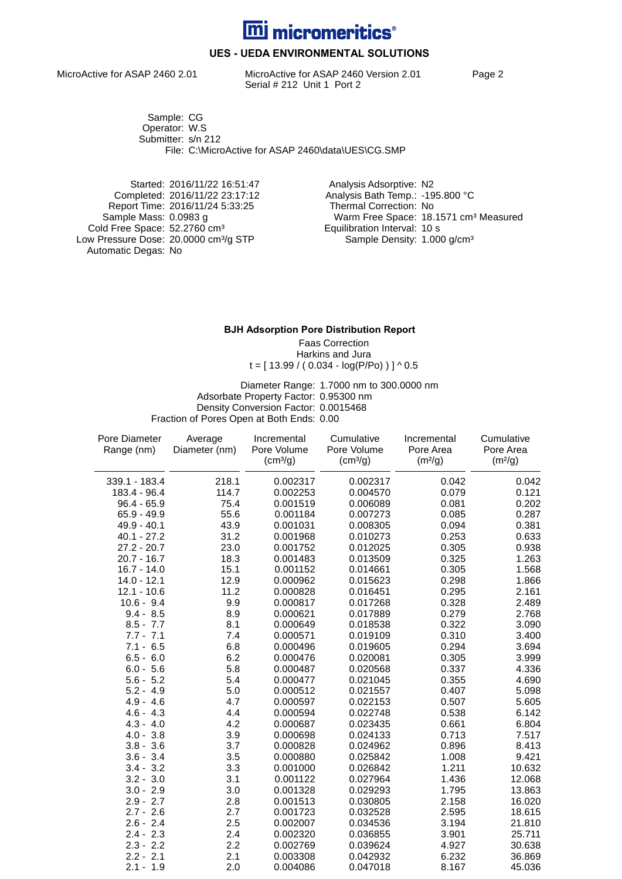# micromeritics®

## UES - UEDA ENVIRONMENTAL SOLUTIONS

MicroActive for ASAP 2460 2.01 | MicroActive for ASAP 2460 Version 2.01
Serial # 212 Unit 1 Port 2

Sample: CG
Operator: W.S
Submitter: s/n 212
File: C:\MicroActive for ASAP 2460\data\UES\CG.SMP

Started: 2016/11/22 16:51:47
Completed: 2016/11/22 23:17:12
Report Time: 2016/11/24 5:33:25
Sample Mass: 0.0983 g
Cold Free Space: 52.2760 cm³
Low Pressure Dose: 20.0000 cm³/g STP
Automatic Degas: No

Analysis Adsorptive: N2
Analysis Bath Temp.: -195.800 °C
Thermal Correction: No
Warm Free Space: 18.1571 cm³ Measured
Equilibration Interval: 10 s
Sample Density: 1.000 g/cm³

### BJH Adsorption Pore Distribution Report

Faas Correction
Harkins and Jura
t = [ 13.99 / ( 0.034 - log(P/Po) ) ] ^ 0.5

Diameter Range: 1.7000 nm to 300.0000 nm
Adsorbate Property Factor: 0.95300 nm
Density Conversion Factor: 0.0015468
Fraction of Pores Open at Both Ends: 0.00

| Pore Diameter Range (nm) | Average Diameter (nm) | Incremental Pore Volume (cm³/g) | Cumulative Pore Volume (cm³/g) | Incremental Pore Area (m²/g) | Cumulative Pore Area (m²/g) |
|---|---|---|---|---|---|
| 339.1 - 183.4 | 218.1 | 0.002317 | 0.002317 | 0.042 | 0.042 |
| 183.4 - 96.4 | 114.7 | 0.002253 | 0.004570 | 0.079 | 0.121 |
| 96.4 - 65.9 | 75.4 | 0.001519 | 0.006089 | 0.081 | 0.202 |
| 65.9 - 49.9 | 55.6 | 0.001184 | 0.007273 | 0.085 | 0.287 |
| 49.9 - 40.1 | 43.9 | 0.001031 | 0.008305 | 0.094 | 0.381 |
| 40.1 - 27.2 | 31.2 | 0.001968 | 0.010273 | 0.253 | 0.633 |
| 27.2 - 20.7 | 23.0 | 0.001752 | 0.012025 | 0.305 | 0.938 |
| 20.7 - 16.7 | 18.3 | 0.001483 | 0.013509 | 0.325 | 1.263 |
| 16.7 - 14.0 | 15.1 | 0.001152 | 0.014661 | 0.305 | 1.568 |
| 14.0 - 12.1 | 12.9 | 0.000962 | 0.015623 | 0.298 | 1.866 |
| 12.1 - 10.6 | 11.2 | 0.000828 | 0.016451 | 0.295 | 2.161 |
| 10.6 - 9.4 | 9.9 | 0.000817 | 0.017268 | 0.328 | 2.489 |
| 9.4 - 8.5 | 8.9 | 0.000621 | 0.017889 | 0.279 | 2.768 |
| 8.5 - 7.7 | 8.1 | 0.000649 | 0.018538 | 0.322 | 3.090 |
| 7.7 - 7.1 | 7.4 | 0.000571 | 0.019109 | 0.310 | 3.400 |
| 7.1 - 6.5 | 6.8 | 0.000496 | 0.019605 | 0.294 | 3.694 |
| 6.5 - 6.0 | 6.2 | 0.000476 | 0.020081 | 0.305 | 3.999 |
| 6.0 - 5.6 | 5.8 | 0.000487 | 0.020568 | 0.337 | 4.336 |
| 5.6 - 5.2 | 5.4 | 0.000477 | 0.021045 | 0.355 | 4.690 |
| 5.2 - 4.9 | 5.0 | 0.000512 | 0.021557 | 0.407 | 5.098 |
| 4.9 - 4.6 | 4.7 | 0.000597 | 0.022153 | 0.507 | 5.605 |
| 4.6 - 4.3 | 4.4 | 0.000594 | 0.022748 | 0.538 | 6.142 |
| 4.3 - 4.0 | 4.2 | 0.000687 | 0.023435 | 0.661 | 6.804 |
| 4.0 - 3.8 | 3.9 | 0.000698 | 0.024133 | 0.713 | 7.517 |
| 3.8 - 3.6 | 3.7 | 0.000828 | 0.024962 | 0.896 | 8.413 |
| 3.6 - 3.4 | 3.5 | 0.000880 | 0.025842 | 1.008 | 9.421 |
| 3.4 - 3.2 | 3.3 | 0.001000 | 0.026842 | 1.211 | 10.632 |
| 3.2 - 3.0 | 3.1 | 0.001122 | 0.027964 | 1.436 | 12.068 |
| 3.0 - 2.9 | 3.0 | 0.001328 | 0.029293 | 1.795 | 13.863 |
| 2.9 - 2.7 | 2.8 | 0.001513 | 0.030805 | 2.158 | 16.020 |
| 2.7 - 2.6 | 2.7 | 0.001723 | 0.032528 | 2.595 | 18.615 |
| 2.6 - 2.4 | 2.5 | 0.002007 | 0.034536 | 3.194 | 21.810 |
| 2.4 - 2.3 | 2.4 | 0.002320 | 0.036855 | 3.901 | 25.711 |
| 2.3 - 2.2 | 2.2 | 0.002769 | 0.039624 | 4.927 | 30.638 |
| 2.2 - 2.1 | 2.1 | 0.003308 | 0.042932 | 6.232 | 36.869 |
| 2.1 - 1.9 | 2.0 | 0.004086 | 0.047018 | 8.167 | 45.036 |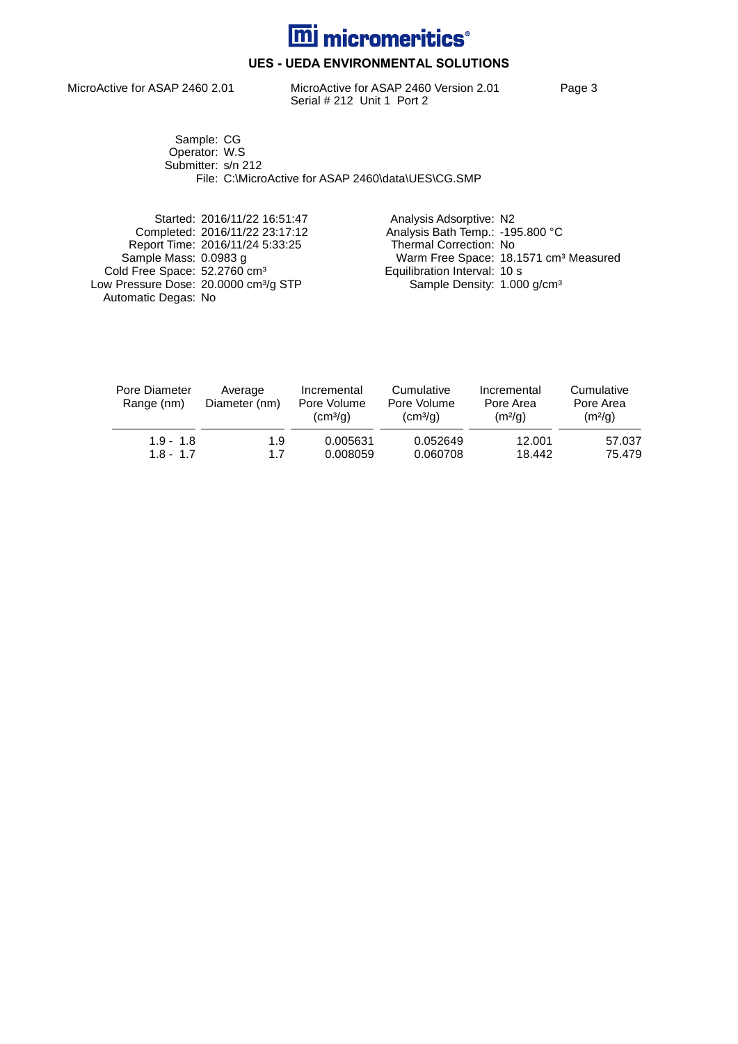# micromeritics®

**UES - UEDA ENVIRONMENTAL SOLUTIONS**

MicroActive for ASAP 2460 2.01

MicroActive for ASAP 2460 Version 2.01
Serial # 212 Unit 1 Port 2

Sample: CG
Operator: W.S
Submitter: s/n 212
File: C:\MicroActive for ASAP 2460\data\UES\CG.SMP

Started: 2016/11/22 16:51:47
Completed: 2016/11/22 23:17:12
Report Time: 2016/11/24 5:33:25
Sample Mass: 0.0983 g
Cold Free Space: 52.2760 cm³
Low Pressure Dose: 20.0000 cm³/g STP
Automatic Degas: No

Analysis Adsorptive: N2
Analysis Bath Temp.: -195.800 °C
Thermal Correction: No
Warm Free Space: 18.1571 cm³ Measured
Equilibration Interval: 10 s
Sample Density: 1.000 g/cm³

| Pore Diameter Range (nm) | Average Diameter (nm) | Incremental Pore Volume (cm³/g) | Cumulative Pore Volume (cm³/g) | Incremental Pore Area (m²/g) | Cumulative Pore Area (m²/g) |
|---|---|---|---|---|---|
| 1.9 - 1.8 | 1.9 | 0.005631 | 0.052649 | 12.001 | 57.037 |
| 1.8 - 1.7 | 1.7 | 0.008059 | 0.060708 | 18.442 | 75.479 |